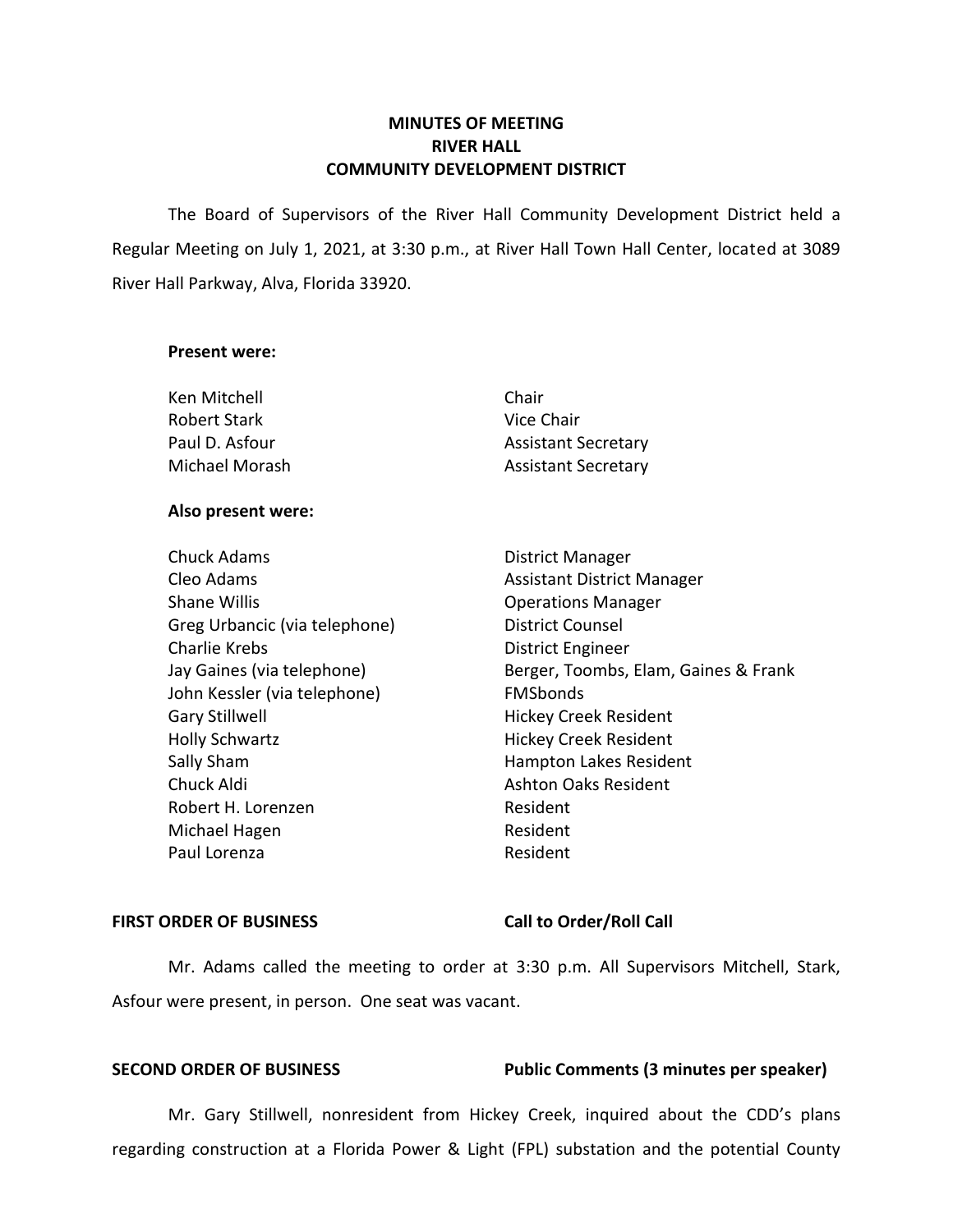**MINUTES OF MEETING**
**RIVER HALL**
**COMMUNITY DEVELOPMENT DISTRICT**

The Board of Supervisors of the River Hall Community Development District held a Regular Meeting on July 1, 2021, at 3:30 p.m., at River Hall Town Hall Center, located at 3089 River Hall Parkway, Alva, Florida 33920.

**Present were:**

| | |
|---|---|
| Ken Mitchell | Chair |
| Robert Stark | Vice Chair |
| Paul D. Asfour | Assistant Secretary |
| Michael Morash | Assistant Secretary |

**Also present were:**

| | |
|---|---|
| Chuck Adams | District Manager |
| Cleo Adams | Assistant District Manager |
| Shane Willis | Operations Manager |
| Greg Urbancic (via telephone) | District Counsel |
| Charlie Krebs | District Engineer |
| Jay Gaines (via telephone) | Berger, Toombs, Elam, Gaines & Frank |
| John Kessler (via telephone) | FMSbonds |
| Gary Stillwell | Hickey Creek Resident |
| Holly Schwartz | Hickey Creek Resident |
| Sally Sham | Hampton Lakes Resident |
| Chuck Aldi | Ashton Oaks Resident |
| Robert H. Lorenzen | Resident |
| Michael Hagen | Resident |
| Paul Lorenza | Resident |

**FIRST ORDER OF BUSINESS** **Call to Order/Roll Call**

Mr. Adams called the meeting to order at 3:30 p.m. All Supervisors Mitchell, Stark, Asfour were present, in person. One seat was vacant.

**SECOND ORDER OF BUSINESS** **Public Comments (3 minutes per speaker)**

Mr. Gary Stillwell, nonresident from Hickey Creek, inquired about the CDD's plans regarding construction at a Florida Power & Light (FPL) substation and the potential County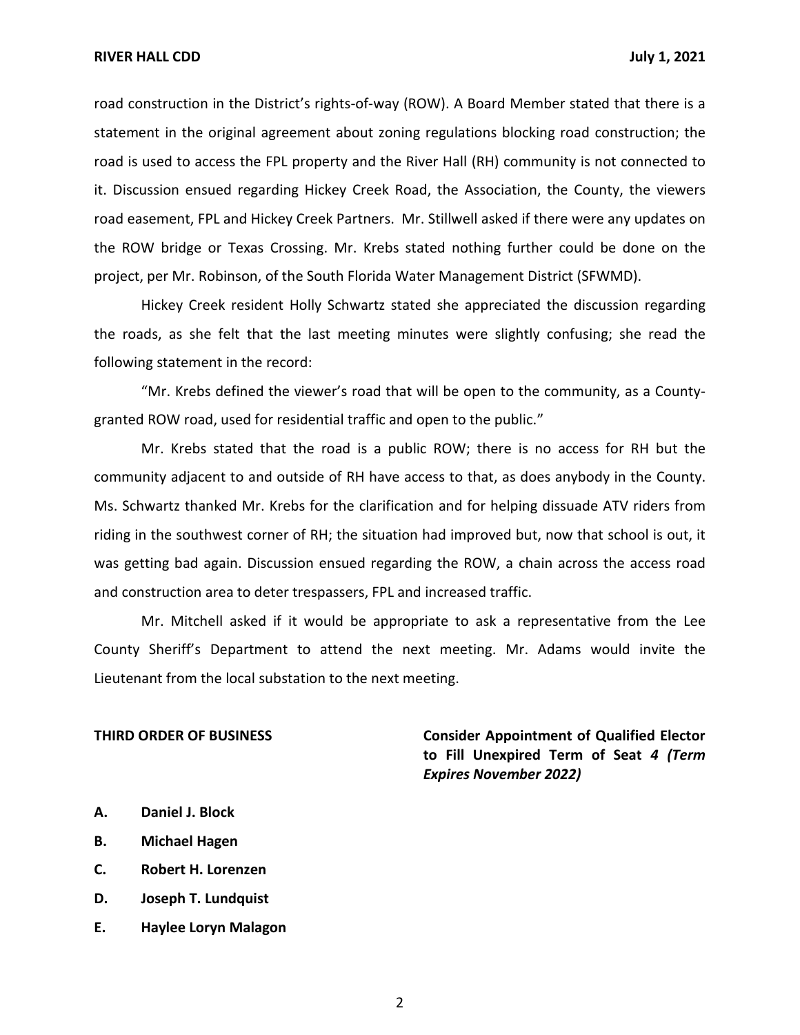road construction in the District's rights-of-way (ROW). A Board Member stated that there is a statement in the original agreement about zoning regulations blocking road construction; the road is used to access the FPL property and the River Hall (RH) community is not connected to it. Discussion ensued regarding Hickey Creek Road, the Association, the County, the viewers road easement, FPL and Hickey Creek Partners. Mr. Stillwell asked if there were any updates on the ROW bridge or Texas Crossing. Mr. Krebs stated nothing further could be done on the project, per Mr. Robinson, of the South Florida Water Management District (SFWMD).

Hickey Creek resident Holly Schwartz stated she appreciated the discussion regarding the roads, as she felt that the last meeting minutes were slightly confusing; she read the following statement in the record:

"Mr. Krebs defined the viewer's road that will be open to the community, as a County-granted ROW road, used for residential traffic and open to the public."

Mr. Krebs stated that the road is a public ROW; there is no access for RH but the community adjacent to and outside of RH have access to that, as does anybody in the County. Ms. Schwartz thanked Mr. Krebs for the clarification and for helping dissuade ATV riders from riding in the southwest corner of RH; the situation had improved but, now that school is out, it was getting bad again. Discussion ensued regarding the ROW, a chain across the access road and construction area to deter trespassers, FPL and increased traffic.

Mr. Mitchell asked if it would be appropriate to ask a representative from the Lee County Sheriff's Department to attend the next meeting. Mr. Adams would invite the Lieutenant from the local substation to the next meeting.

**THIRD ORDER OF BUSINESS** **Consider Appointment of Qualified Elector to Fill Unexpired Term of Seat *4 (Term Expires November 2022)***

**A. Daniel J. Block**

**B. Michael Hagen**

**C. Robert H. Lorenzen**

**D. Joseph T. Lundquist**

**E. Haylee Loryn Malagon**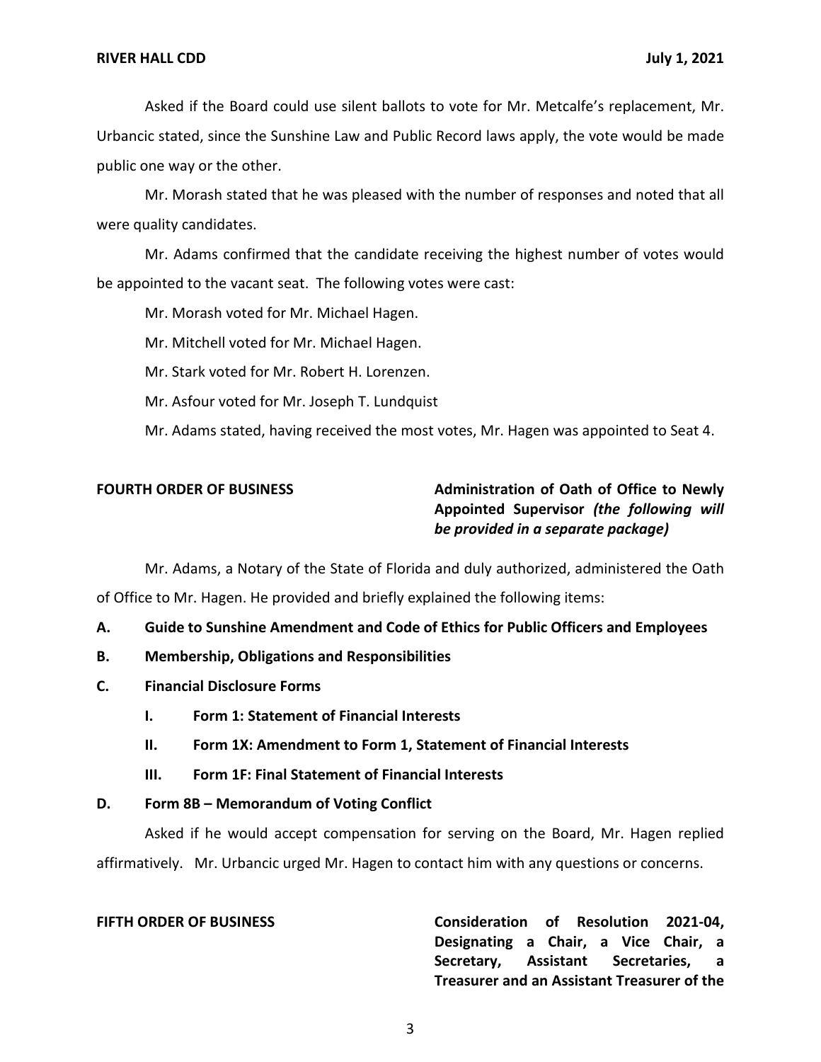Asked if the Board could use silent ballots to vote for Mr. Metcalfe's replacement, Mr. Urbancic stated, since the Sunshine Law and Public Record laws apply, the vote would be made public one way or the other.

Mr. Morash stated that he was pleased with the number of responses and noted that all were quality candidates.

Mr. Adams confirmed that the candidate receiving the highest number of votes would be appointed to the vacant seat. The following votes were cast:

Mr. Morash voted for Mr. Michael Hagen.

Mr. Mitchell voted for Mr. Michael Hagen.

Mr. Stark voted for Mr. Robert H. Lorenzen.

Mr. Asfour voted for Mr. Joseph T. Lundquist

Mr. Adams stated, having received the most votes, Mr. Hagen was appointed to Seat 4.

**FOURTH ORDER OF BUSINESS** **Administration of Oath of Office to Newly Appointed Supervisor *(the following will be provided in a separate package)***

Mr. Adams, a Notary of the State of Florida and duly authorized, administered the Oath of Office to Mr. Hagen. He provided and briefly explained the following items:

**A. Guide to Sunshine Amendment and Code of Ethics for Public Officers and Employees**

**B. Membership, Obligations and Responsibilities**

**C. Financial Disclosure Forms**

- **I. Form 1: Statement of Financial Interests**
- **II. Form 1X: Amendment to Form 1, Statement of Financial Interests**
- **III. Form 1F: Final Statement of Financial Interests**

**D. Form 8B – Memorandum of Voting Conflict**

Asked if he would accept compensation for serving on the Board, Mr. Hagen replied affirmatively. Mr. Urbancic urged Mr. Hagen to contact him with any questions or concerns.

**FIFTH ORDER OF BUSINESS** **Consideration of Resolution 2021-04, Designating a Chair, a Vice Chair, a Secretary, Assistant Secretaries, a Treasurer and an Assistant Treasurer of the**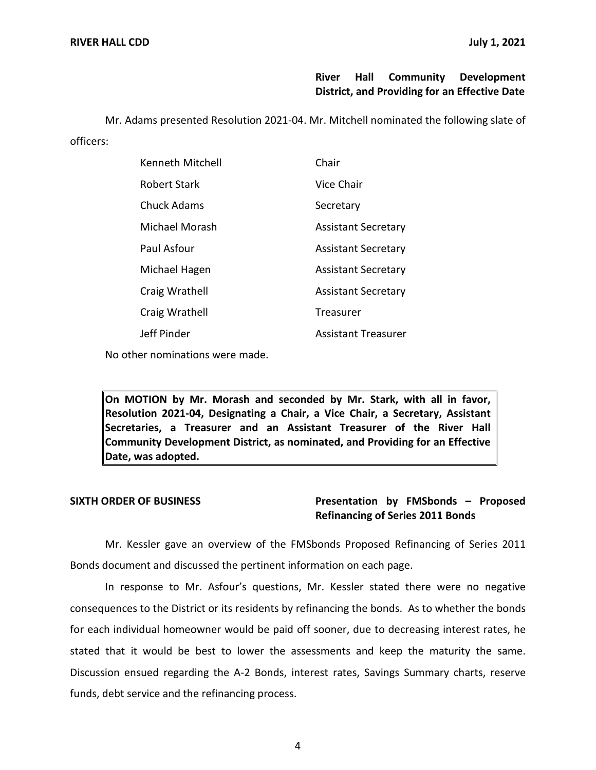**River Hall Community Development District, and Providing for an Effective Date**

Mr. Adams presented Resolution 2021-04. Mr. Mitchell nominated the following slate of officers:

| | |
|---|---|
| Kenneth Mitchell | Chair |
| Robert Stark | Vice Chair |
| Chuck Adams | Secretary |
| Michael Morash | Assistant Secretary |
| Paul Asfour | Assistant Secretary |
| Michael Hagen | Assistant Secretary |
| Craig Wrathell | Assistant Secretary |
| Craig Wrathell | Treasurer |
| Jeff Pinder | Assistant Treasurer |

No other nominations were made.

> **On MOTION by Mr. Morash and seconded by Mr. Stark, with all in favor, Resolution 2021-04, Designating a Chair, a Vice Chair, a Secretary, Assistant Secretaries, a Treasurer and an Assistant Treasurer of the River Hall Community Development District, as nominated, and Providing for an Effective Date, was adopted.**

**SIXTH ORDER OF BUSINESS** **Presentation by FMSbonds – Proposed Refinancing of Series 2011 Bonds**

Mr. Kessler gave an overview of the FMSbonds Proposed Refinancing of Series 2011 Bonds document and discussed the pertinent information on each page.

In response to Mr. Asfour's questions, Mr. Kessler stated there were no negative consequences to the District or its residents by refinancing the bonds. As to whether the bonds for each individual homeowner would be paid off sooner, due to decreasing interest rates, he stated that it would be best to lower the assessments and keep the maturity the same. Discussion ensued regarding the A-2 Bonds, interest rates, Savings Summary charts, reserve funds, debt service and the refinancing process.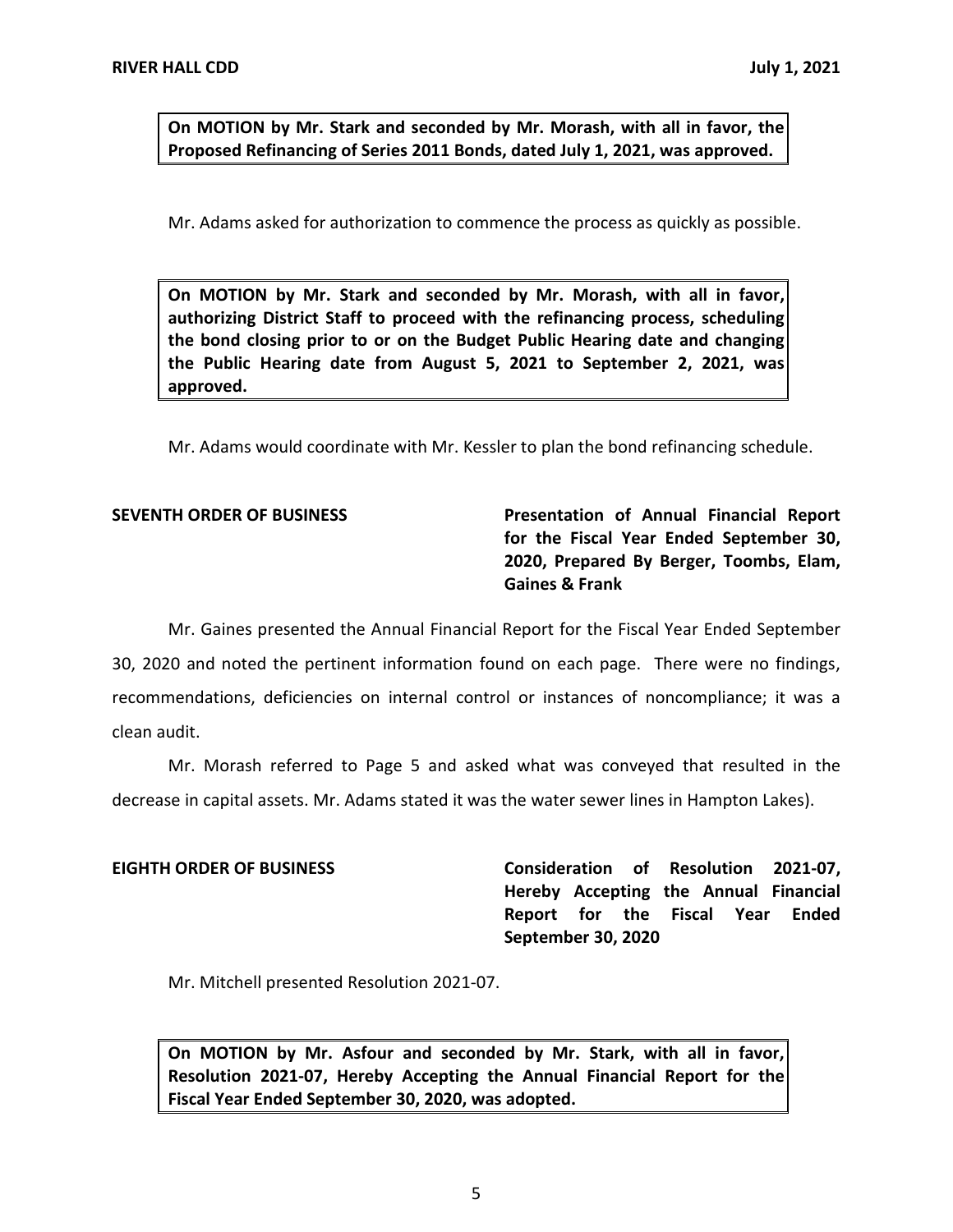**On MOTION by Mr. Stark and seconded by Mr. Morash, with all in favor, the Proposed Refinancing of Series 2011 Bonds, dated July 1, 2021, was approved.**

Mr. Adams asked for authorization to commence the process as quickly as possible.

**On MOTION by Mr. Stark and seconded by Mr. Morash, with all in favor, authorizing District Staff to proceed with the refinancing process, scheduling the bond closing prior to or on the Budget Public Hearing date and changing the Public Hearing date from August 5, 2021 to September 2, 2021, was approved.**

Mr. Adams would coordinate with Mr. Kessler to plan the bond refinancing schedule.

**SEVENTH ORDER OF BUSINESS** — **Presentation of Annual Financial Report for the Fiscal Year Ended September 30, 2020, Prepared By Berger, Toombs, Elam, Gaines & Frank**

Mr. Gaines presented the Annual Financial Report for the Fiscal Year Ended September 30, 2020 and noted the pertinent information found on each page. There were no findings, recommendations, deficiencies on internal control or instances of noncompliance; it was a clean audit.

Mr. Morash referred to Page 5 and asked what was conveyed that resulted in the decrease in capital assets. Mr. Adams stated it was the water sewer lines in Hampton Lakes).

**EIGHTH ORDER OF BUSINESS** — **Consideration of Resolution 2021-07, Hereby Accepting the Annual Financial Report for the Fiscal Year Ended September 30, 2020**

Mr. Mitchell presented Resolution 2021-07.

**On MOTION by Mr. Asfour and seconded by Mr. Stark, with all in favor, Resolution 2021-07, Hereby Accepting the Annual Financial Report for the Fiscal Year Ended September 30, 2020, was adopted.**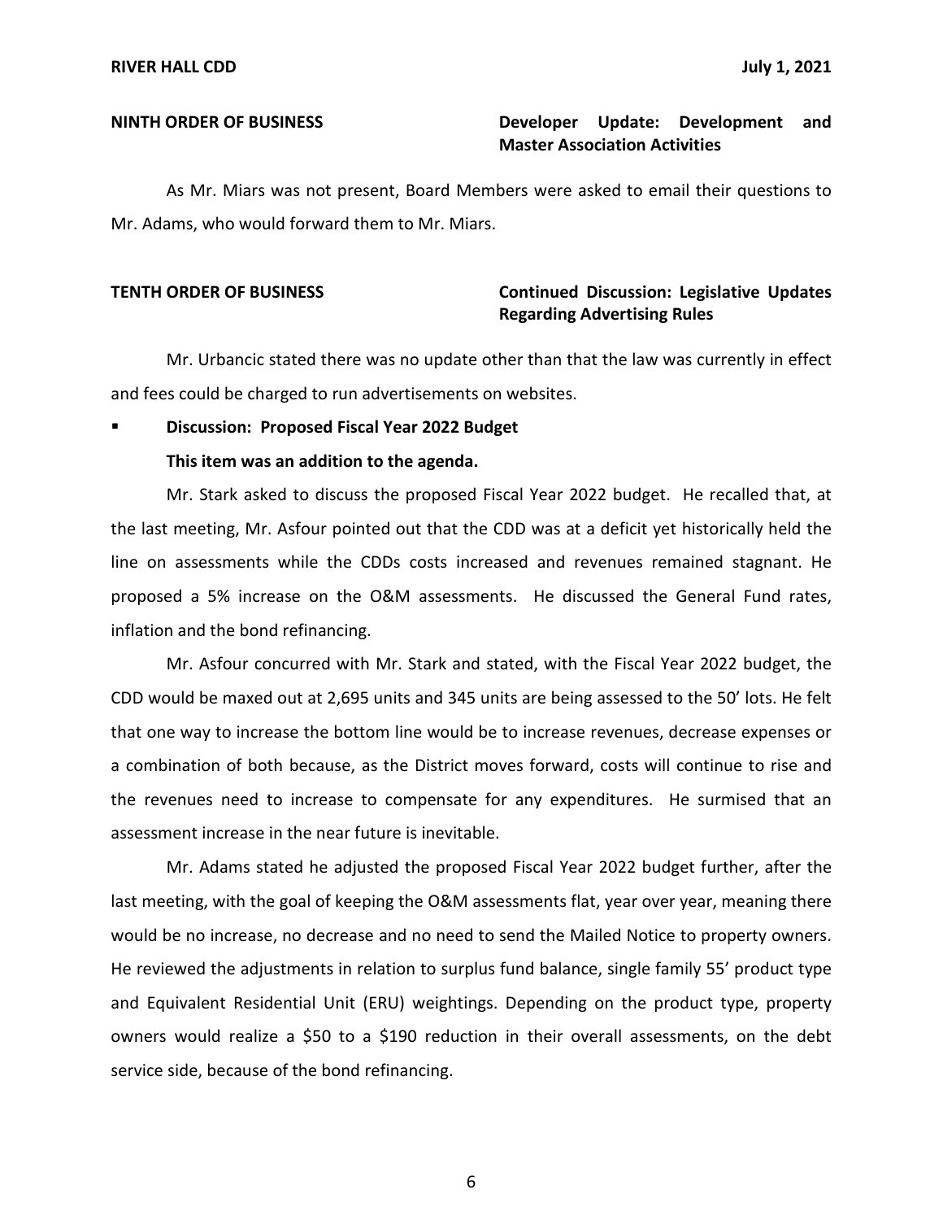**NINTH ORDER OF BUSINESS** **Developer Update: Development and Master Association Activities**

As Mr. Miars was not present, Board Members were asked to email their questions to Mr. Adams, who would forward them to Mr. Miars.

**TENTH ORDER OF BUSINESS** **Continued Discussion: Legislative Updates Regarding Advertising Rules**

Mr. Urbancic stated there was no update other than that the law was currently in effect and fees could be charged to run advertisements on websites.

- **Discussion: Proposed Fiscal Year 2022 Budget**

  **This item was an addition to the agenda.**

Mr. Stark asked to discuss the proposed Fiscal Year 2022 budget. He recalled that, at the last meeting, Mr. Asfour pointed out that the CDD was at a deficit yet historically held the line on assessments while the CDDs costs increased and revenues remained stagnant. He proposed a 5% increase on the O&M assessments. He discussed the General Fund rates, inflation and the bond refinancing.

Mr. Asfour concurred with Mr. Stark and stated, with the Fiscal Year 2022 budget, the CDD would be maxed out at 2,695 units and 345 units are being assessed to the 50' lots. He felt that one way to increase the bottom line would be to increase revenues, decrease expenses or a combination of both because, as the District moves forward, costs will continue to rise and the revenues need to increase to compensate for any expenditures. He surmised that an assessment increase in the near future is inevitable.

Mr. Adams stated he adjusted the proposed Fiscal Year 2022 budget further, after the last meeting, with the goal of keeping the O&M assessments flat, year over year, meaning there would be no increase, no decrease and no need to send the Mailed Notice to property owners. He reviewed the adjustments in relation to surplus fund balance, single family 55' product type and Equivalent Residential Unit (ERU) weightings. Depending on the product type, property owners would realize a $50 to a $190 reduction in their overall assessments, on the debt service side, because of the bond refinancing.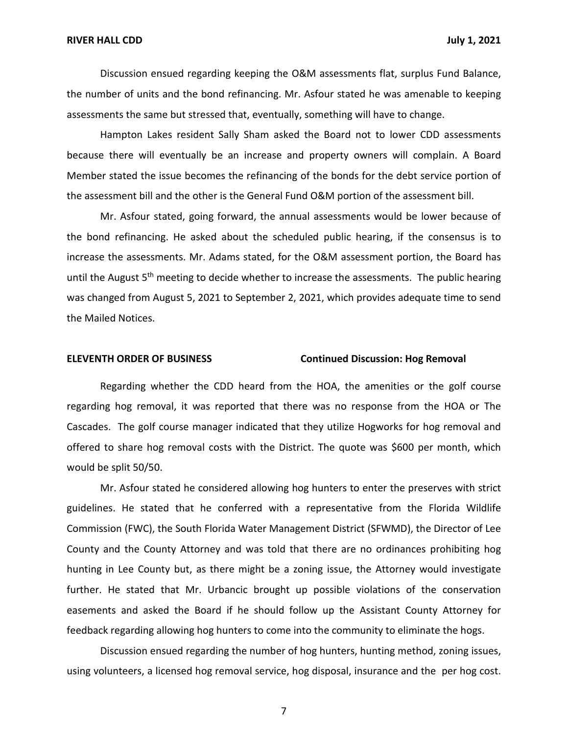Discussion ensued regarding keeping the O&M assessments flat, surplus Fund Balance, the number of units and the bond refinancing. Mr. Asfour stated he was amenable to keeping assessments the same but stressed that, eventually, something will have to change.

Hampton Lakes resident Sally Sham asked the Board not to lower CDD assessments because there will eventually be an increase and property owners will complain. A Board Member stated the issue becomes the refinancing of the bonds for the debt service portion of the assessment bill and the other is the General Fund O&M portion of the assessment bill.

Mr. Asfour stated, going forward, the annual assessments would be lower because of the bond refinancing. He asked about the scheduled public hearing, if the consensus is to increase the assessments. Mr. Adams stated, for the O&M assessment portion, the Board has until the August 5th meeting to decide whether to increase the assessments. The public hearing was changed from August 5, 2021 to September 2, 2021, which provides adequate time to send the Mailed Notices.

**ELEVENTH ORDER OF BUSINESS** **Continued Discussion: Hog Removal**

Regarding whether the CDD heard from the HOA, the amenities or the golf course regarding hog removal, it was reported that there was no response from the HOA or The Cascades. The golf course manager indicated that they utilize Hogworks for hog removal and offered to share hog removal costs with the District. The quote was $600 per month, which would be split 50/50.

Mr. Asfour stated he considered allowing hog hunters to enter the preserves with strict guidelines. He stated that he conferred with a representative from the Florida Wildlife Commission (FWC), the South Florida Water Management District (SFWMD), the Director of Lee County and the County Attorney and was told that there are no ordinances prohibiting hog hunting in Lee County but, as there might be a zoning issue, the Attorney would investigate further. He stated that Mr. Urbancic brought up possible violations of the conservation easements and asked the Board if he should follow up the Assistant County Attorney for feedback regarding allowing hog hunters to come into the community to eliminate the hogs.

Discussion ensued regarding the number of hog hunters, hunting method, zoning issues, using volunteers, a licensed hog removal service, hog disposal, insurance and the per hog cost.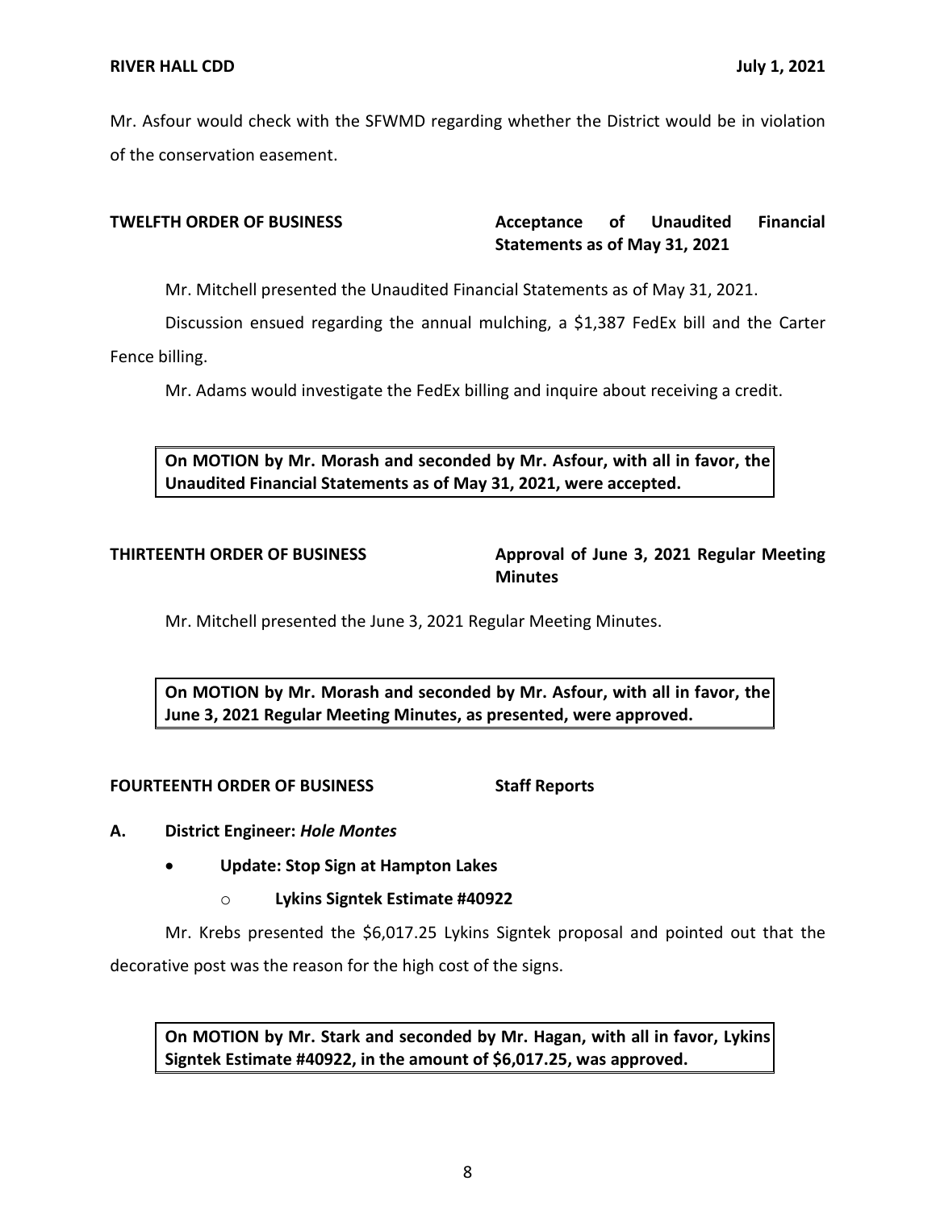Mr. Asfour would check with the SFWMD regarding whether the District would be in violation of the conservation easement.

**TWELFTH ORDER OF BUSINESS** **Acceptance of Unaudited Financial Statements as of May 31, 2021**

Mr. Mitchell presented the Unaudited Financial Statements as of May 31, 2021.

Discussion ensued regarding the annual mulching, a $1,387 FedEx bill and the Carter Fence billing.

Mr. Adams would investigate the FedEx billing and inquire about receiving a credit.

> **On MOTION by Mr. Morash and seconded by Mr. Asfour, with all in favor, the Unaudited Financial Statements as of May 31, 2021, were accepted.**

**THIRTEENTH ORDER OF BUSINESS** **Approval of June 3, 2021 Regular Meeting Minutes**

Mr. Mitchell presented the June 3, 2021 Regular Meeting Minutes.

> **On MOTION by Mr. Morash and seconded by Mr. Asfour, with all in favor, the June 3, 2021 Regular Meeting Minutes, as presented, were approved.**

**FOURTEENTH ORDER OF BUSINESS** **Staff Reports**

**A. District Engineer: *Hole Montes***

- **Update: Stop Sign at Hampton Lakes**
  - **Lykins Signtek Estimate #40922**

Mr. Krebs presented the $6,017.25 Lykins Signtek proposal and pointed out that the decorative post was the reason for the high cost of the signs.

> **On MOTION by Mr. Stark and seconded by Mr. Hagan, with all in favor, Lykins Signtek Estimate #40922, in the amount of $6,017.25, was approved.**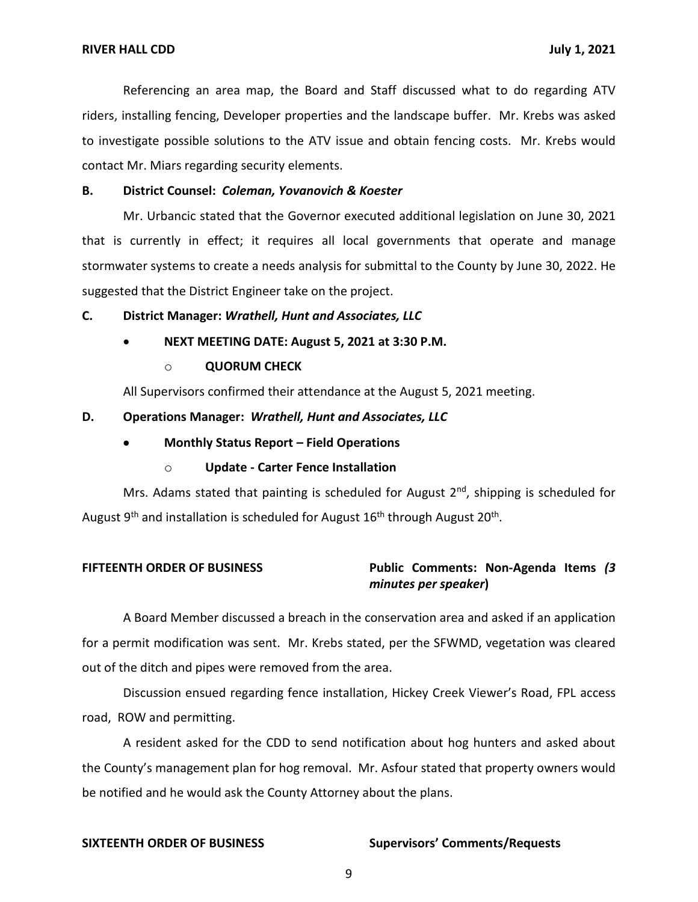Referencing an area map, the Board and Staff discussed what to do regarding ATV riders, installing fencing, Developer properties and the landscape buffer. Mr. Krebs was asked to investigate possible solutions to the ATV issue and obtain fencing costs. Mr. Krebs would contact Mr. Miars regarding security elements.

**B. District Counsel: *Coleman, Yovanovich & Koester***

Mr. Urbancic stated that the Governor executed additional legislation on June 30, 2021 that is currently in effect; it requires all local governments that operate and manage stormwater systems to create a needs analysis for submittal to the County by June 30, 2022. He suggested that the District Engineer take on the project.

**C. District Manager: *Wrathell, Hunt and Associates, LLC***

- **NEXT MEETING DATE: August 5, 2021 at 3:30 P.M.**
  - **QUORUM CHECK**

All Supervisors confirmed their attendance at the August 5, 2021 meeting.

**D. Operations Manager: *Wrathell, Hunt and Associates, LLC***

- **Monthly Status Report – Field Operations**
  - **Update - Carter Fence Installation**

Mrs. Adams stated that painting is scheduled for August 2nd, shipping is scheduled for August 9th and installation is scheduled for August 16th through August 20th.

**FIFTEENTH ORDER OF BUSINESS** **Public Comments: Non-Agenda Items *(3 minutes per speaker*)**

A Board Member discussed a breach in the conservation area and asked if an application for a permit modification was sent. Mr. Krebs stated, per the SFWMD, vegetation was cleared out of the ditch and pipes were removed from the area.

Discussion ensued regarding fence installation, Hickey Creek Viewer's Road, FPL access road, ROW and permitting.

A resident asked for the CDD to send notification about hog hunters and asked about the County's management plan for hog removal. Mr. Asfour stated that property owners would be notified and he would ask the County Attorney about the plans.

**SIXTEENTH ORDER OF BUSINESS** **Supervisors' Comments/Requests**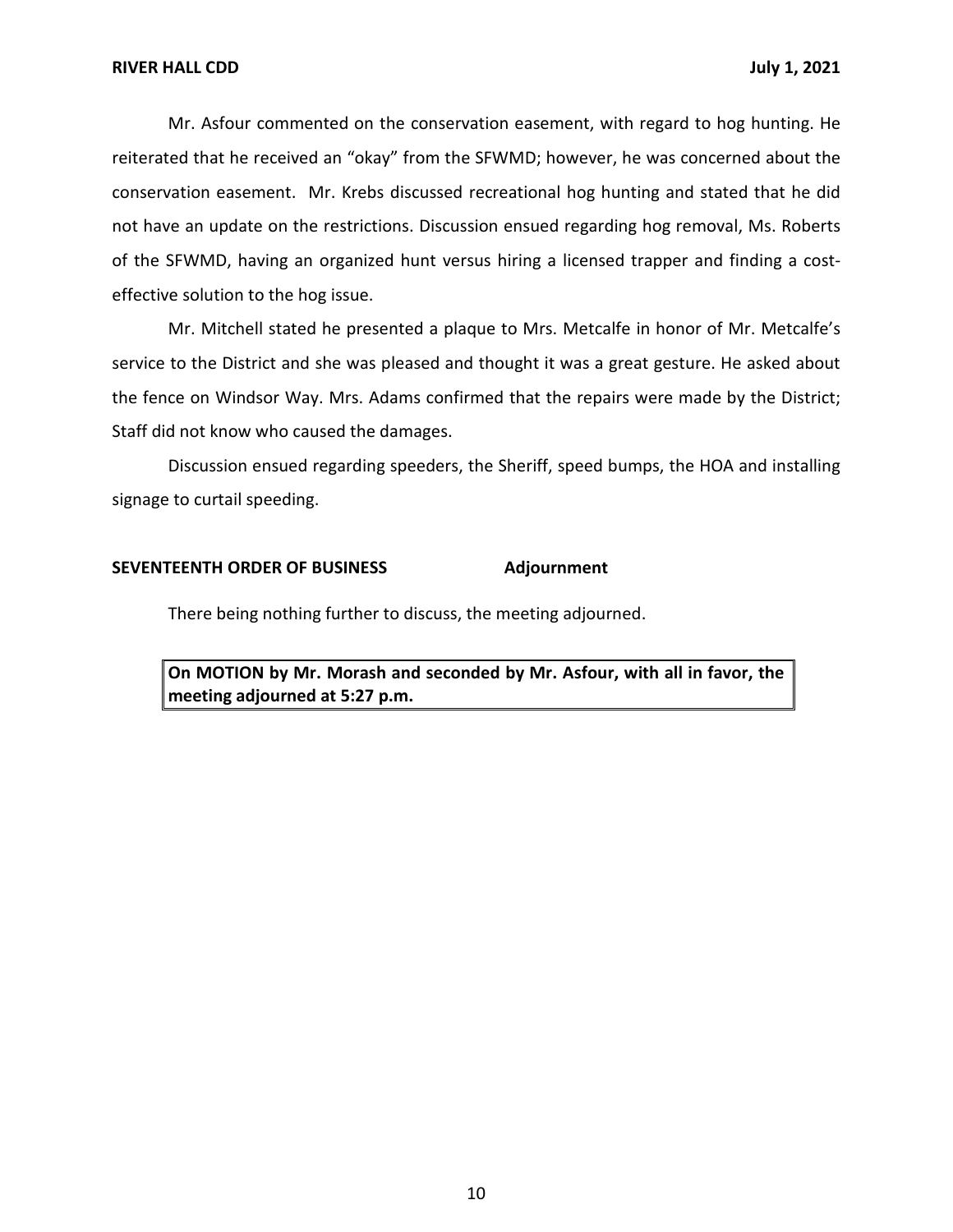Mr. Asfour commented on the conservation easement, with regard to hog hunting. He reiterated that he received an "okay" from the SFWMD; however, he was concerned about the conservation easement. Mr. Krebs discussed recreational hog hunting and stated that he did not have an update on the restrictions. Discussion ensued regarding hog removal, Ms. Roberts of the SFWMD, having an organized hunt versus hiring a licensed trapper and finding a cost-effective solution to the hog issue.

Mr. Mitchell stated he presented a plaque to Mrs. Metcalfe in honor of Mr. Metcalfe's service to the District and she was pleased and thought it was a great gesture. He asked about the fence on Windsor Way. Mrs. Adams confirmed that the repairs were made by the District; Staff did not know who caused the damages.

Discussion ensued regarding speeders, the Sheriff, speed bumps, the HOA and installing signage to curtail speeding.

**SEVENTEENTH ORDER OF BUSINESS** **Adjournment**

There being nothing further to discuss, the meeting adjourned.

**On MOTION by Mr. Morash and seconded by Mr. Asfour, with all in favor, the meeting adjourned at 5:27 p.m.**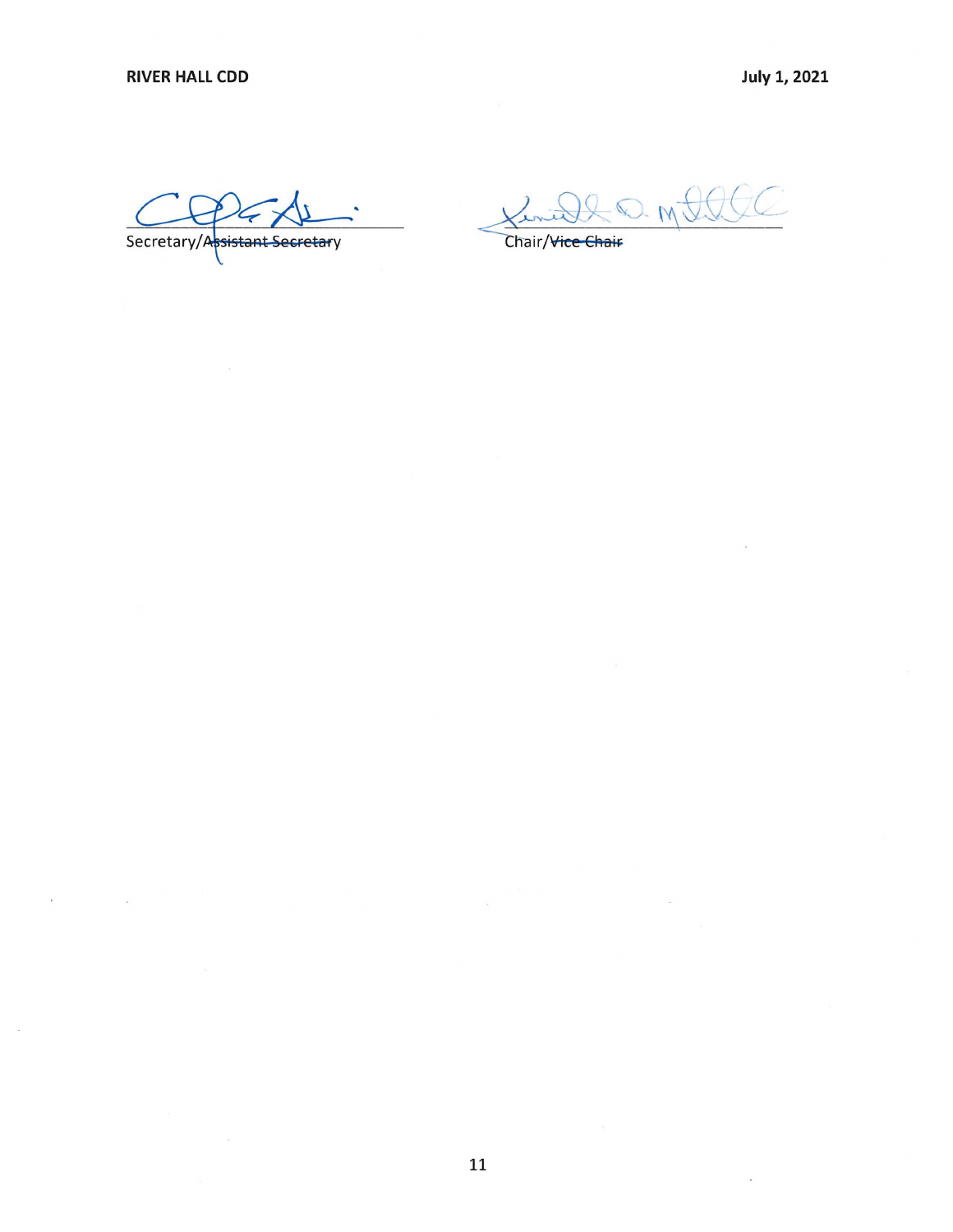Secretary/~~Assistant Secretary~~

Chair/~~Vice Chair~~